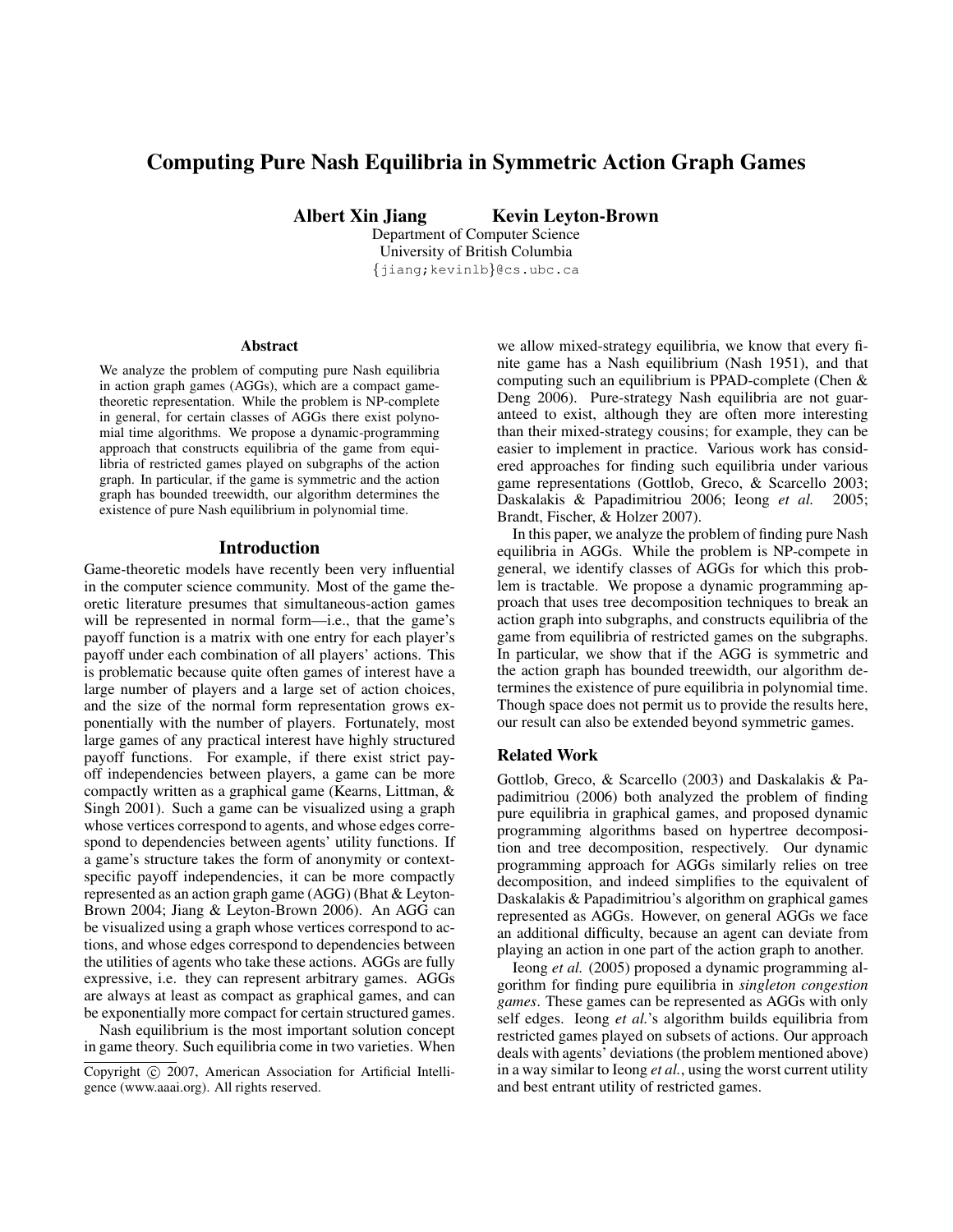# Computing Pure Nash Equilibria in Symmetric Action Graph Games

**Albert Xin Jiang** **Kevin Leyton-Brown**

Department of Computer Science
University of British Columbia
{jiang;kevinlb}@cs.ubc.ca

### Abstract

We analyze the problem of computing pure Nash equilibria in action graph games (AGGs), which are a compact game-theoretic representation. While the problem is NP-complete in general, for certain classes of AGGs there exist polynomial time algorithms. We propose a dynamic-programming approach that constructs equilibria of the game from equilibria of restricted games played on subgraphs of the action graph. In particular, if the game is symmetric and the action graph has bounded treewidth, our algorithm determines the existence of pure Nash equilibrium in polynomial time.

## Introduction

Game-theoretic models have recently been very influential in the computer science community. Most of the game theoretic literature presumes that simultaneous-action games will be represented in normal form—i.e., that the game's payoff function is a matrix with one entry for each player's payoff under each combination of all players' actions. This is problematic because quite often games of interest have a large number of players and a large set of action choices, and the size of the normal form representation grows exponentially with the number of players. Fortunately, most large games of any practical interest have highly structured payoff functions. For example, if there exist strict payoff independencies between players, a game can be more compactly written as a graphical game (Kearns, Littman, & Singh 2001). Such a game can be visualized using a graph whose vertices correspond to agents, and whose edges correspond to dependencies between agents' utility functions. If a game's structure takes the form of anonymity or context-specific payoff independencies, it can be more compactly represented as an action graph game (AGG) (Bhat & Leyton-Brown 2004; Jiang & Leyton-Brown 2006). An AGG can be visualized using a graph whose vertices correspond to actions, and whose edges correspond to dependencies between the utilities of agents who take these actions. AGGs are fully expressive, i.e. they can represent arbitrary games. AGGs are always at least as compact as graphical games, and can be exponentially more compact for certain structured games.

Nash equilibrium is the most important solution concept in game theory. Such equilibria come in two varieties. When we allow mixed-strategy equilibria, we know that every finite game has a Nash equilibrium (Nash 1951), and that computing such an equilibrium is PPAD-complete (Chen & Deng 2006). Pure-strategy Nash equilibria are not guaranteed to exist, although they are often more interesting than their mixed-strategy cousins; for example, they can be easier to implement in practice. Various work has considered approaches for finding such equilibria under various game representations (Gottlob, Greco, & Scarcello 2003; Daskalakis & Papadimitriou 2006; Ieong *et al.* 2005; Brandt, Fischer, & Holzer 2007).

In this paper, we analyze the problem of finding pure Nash equilibria in AGGs. While the problem is NP-compete in general, we identify classes of AGGs for which this problem is tractable. We propose a dynamic programming approach that uses tree decomposition techniques to break an action graph into subgraphs, and constructs equilibria of the game from equilibria of restricted games on the subgraphs. In particular, we show that if the AGG is symmetric and the action graph has bounded treewidth, our algorithm determines the existence of pure equilibria in polynomial time. Though space does not permit us to provide the results here, our result can also be extended beyond symmetric games.

### Related Work

Gottlob, Greco, & Scarcello (2003) and Daskalakis & Papadimitriou (2006) both analyzed the problem of finding pure equilibria in graphical games, and proposed dynamic programming algorithms based on hypertree decomposition and tree decomposition, respectively. Our dynamic programming approach for AGGs similarly relies on tree decomposition, and indeed simplifies to the equivalent of Daskalakis & Papadimitriou's algorithm on graphical games represented as AGGs. However, on general AGGs we face an additional difficulty, because an agent can deviate from playing an action in one part of the action graph to another.

Ieong *et al.* (2005) proposed a dynamic programming algorithm for finding pure equilibria in *singleton congestion games*. These games can be represented as AGGs with only self edges. Ieong *et al.*'s algorithm builds equilibria from restricted games played on subsets of actions. Our approach deals with agents' deviations (the problem mentioned above) in a way similar to Ieong *et al.*, using the worst current utility and best entrant utility of restricted games.

Copyright © 2007, American Association for Artificial Intelligence (www.aaai.org). All rights reserved.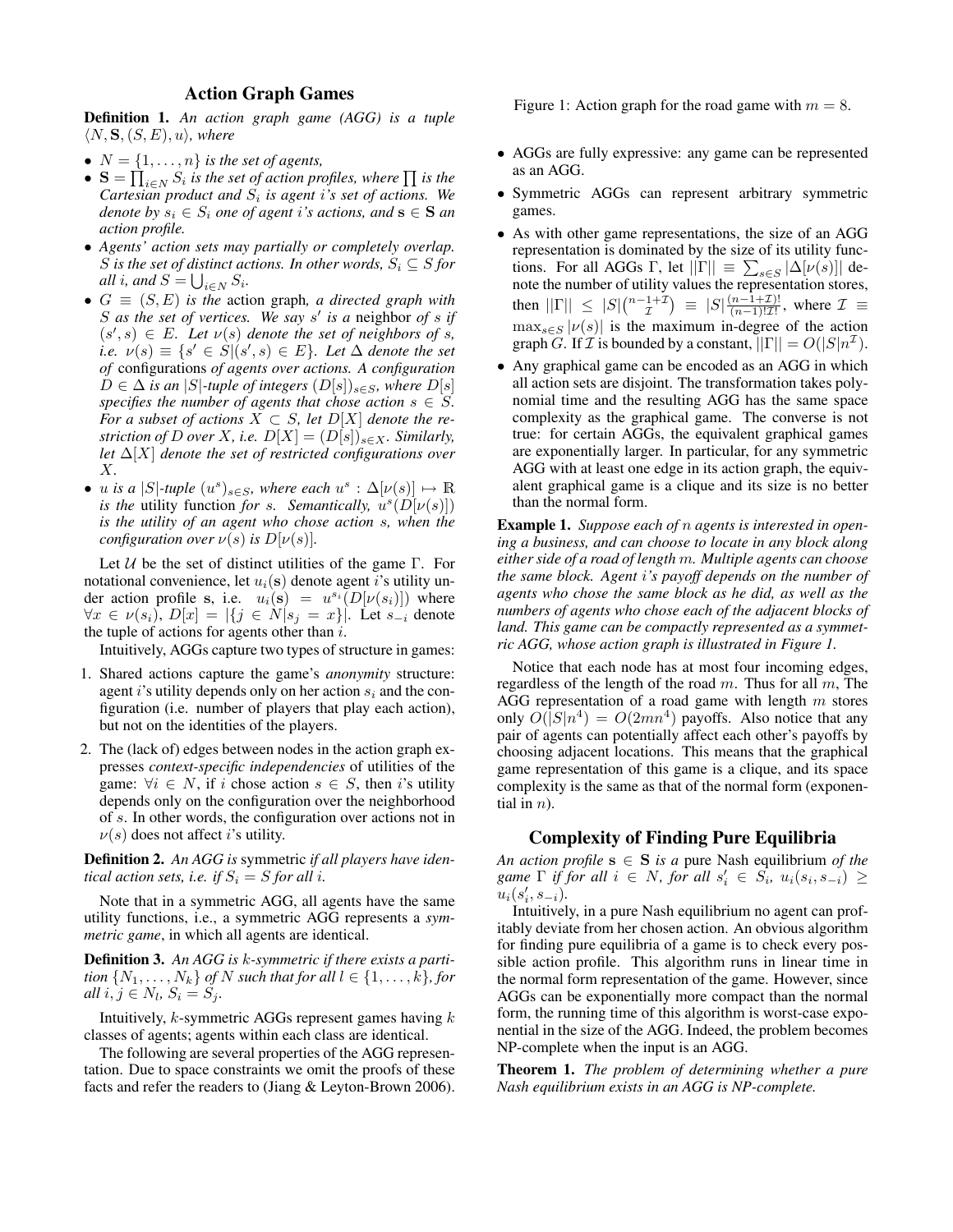## Action Graph Games

**Definition 1.** *An action graph game (AGG) is a tuple $\langle N, \mathbf{S}, (S,E), u \rangle$, where*

- *$N = \{1, \ldots, n\}$ is the set of agents,*
- *$\mathbf{S} = \prod_{i \in N} S_i$ is the set of action profiles, where $\prod$ is the Cartesian product and $S_i$ is agent $i$'s set of actions. We denote by $s_i \in S_i$ one of agent $i$'s actions, and $\mathbf{s} \in \mathbf{S}$ an action profile.*
- *Agents' action sets may partially or completely overlap. $S$ is the set of distinct actions. In other words, $S_i \subseteq S$ for all $i$, and $S = \bigcup_{i \in N} S_i$.*
- *$G \equiv (S, E)$ is the* action graph*, a directed graph with $S$ as the set of vertices. We say $s'$ is a* neighbor *of $s$ if $(s', s) \in E$. Let $\nu(s)$ denote the set of neighbors of $s$, i.e. $\nu(s) \equiv \{s' \in S | (s', s) \in E\}$. Let $\Delta$ denote the set of* configurations *of agents over actions. A configuration $D \in \Delta$ is an $|S|$-tuple of integers $(D[s])_{s \in S}$, where $D[s]$ specifies the number of agents that chose action $s \in S$. For a subset of actions $X \subset S$, let $D[X]$ denote the restriction of $D$ over $X$, i.e. $D[X] = (D[s])_{s \in X}$. Similarly, let $\Delta[X]$ denote the set of restricted configurations over $X$.*
- *$u$ is a $|S|$-tuple $(u^s)_{s \in S}$, where each $u^s : \Delta[\nu(s)] \mapsto \mathbb{R}$ is the* utility function *for $s$. Semantically, $u^s(D[\nu(s)])$ is the utility of an agent who chose action $s$, when the configuration over $\nu(s)$ is $D[\nu(s)]$.*

Let $\mathcal{U}$ be the set of distinct utilities of the game $\Gamma$. For notational convenience, let $u_i(\mathbf{s})$ denote agent $i$'s utility under action profile $\mathbf{s}$, i.e. $u_i(\mathbf{s}) = u^{s_i}(D[\nu(s_i)])$ where $\forall x \in \nu(s_i)$, $D[x] = |\{j \in N | s_j = x\}|$. Let $s_{-i}$ denote the tuple of actions for agents other than $i$.

Intuitively, AGGs capture two types of structure in games:

1. Shared actions capture the game's *anonymity* structure: agent $i$'s utility depends only on her action $s_i$ and the configuration (i.e. number of players that play each action), but not on the identities of the players.
2. The (lack of) edges between nodes in the action graph expresses *context-specific independencies* of utilities of the game: $\forall i \in N$, if $i$ chose action $s \in S$, then $i$'s utility depends only on the configuration over the neighborhood of $s$. In other words, the configuration over actions not in $\nu(s)$ does not affect $i$'s utility.

**Definition 2.** *An AGG is* symmetric *if all players have identical action sets, i.e. if $S_i = S$ for all $i$.*

Note that in a symmetric AGG, all agents have the same utility functions, i.e., a symmetric AGG represents a *symmetric game*, in which all agents are identical.

**Definition 3.** *An AGG is $k$-symmetric if there exists a partition $\{N_1, \ldots, N_k\}$ of $N$ such that for all $l \in \{1, \ldots, k\}$, for all $i, j \in N_l$, $S_i = S_j$.*

Intuitively, $k$-symmetric AGGs represent games having $k$ classes of agents; agents within each class are identical.

The following are several properties of the AGG representation. Due to space constraints we omit the proofs of these facts and refer the readers to (Jiang & Leyton-Brown 2006).

Figure 1: Action graph for the road game with $m = 8$.

- AGGs are fully expressive: any game can be represented as an AGG.
- Symmetric AGGs can represent arbitrary symmetric games.
- As with other game representations, the size of an AGG representation is dominated by the size of its utility functions. For all AGGs $\Gamma$, let $||\Gamma|| \equiv \sum_{s \in S} |\Delta[\nu(s)]|$ denote the number of utility values the representation stores, then $||\Gamma|| \leq |S|\binom{n-1+\mathcal{I}}{\mathcal{I}} \equiv |S|\frac{(n-1+\mathcal{I})!}{(n-1)!\mathcal{I}!}$, where $\mathcal{I} \equiv \max_{s \in S} |\nu(s)|$ is the maximum in-degree of the action graph $G$. If $\mathcal{I}$ is bounded by a constant, $||\Gamma|| = O(|S|n^{\mathcal{I}})$.
- Any graphical game can be encoded as an AGG in which all action sets are disjoint. The transformation takes polynomial time and the resulting AGG has the same space complexity as the graphical game. The converse is not true: for certain AGGs, the equivalent graphical games are exponentially larger. In particular, for any symmetric AGG with at least one edge in its action graph, the equivalent graphical game is a clique and its size is no better than the normal form.

**Example 1.** *Suppose each of $n$ agents is interested in opening a business, and can choose to locate in any block along either side of a road of length $m$. Multiple agents can choose the same block. Agent $i$'s payoff depends on the number of agents who chose the same block as he did, as well as the numbers of agents who chose each of the adjacent blocks of land. This game can be compactly represented as a symmetric AGG, whose action graph is illustrated in Figure 1.*

Notice that each node has at most four incoming edges, regardless of the length of the road $m$. Thus for all $m$, The AGG representation of a road game with length $m$ stores only $O(|S|n^4) = O(2mn^4)$ payoffs. Also notice that any pair of agents can potentially affect each other's payoffs by choosing adjacent locations. This means that the graphical game representation of this game is a clique, and its space complexity is the same as that of the normal form (exponential in $n$).

## Complexity of Finding Pure Equilibria

*An action profile $\mathbf{s} \in \mathbf{S}$ is a* pure Nash equilibrium *of the game $\Gamma$ if for all $i \in N$, for all $s'_i \in S_i$, $u_i(s_i, s_{-i}) \geq u_i(s'_i, s_{-i})$.*

Intuitively, in a pure Nash equilibrium no agent can profitably deviate from her chosen action. An obvious algorithm for finding pure equilibria of a game is to check every possible action profile. This algorithm runs in linear time in the normal form representation of the game. However, since AGGs can be exponentially more compact than the normal form, the running time of this algorithm is worst-case exponential in the size of the AGG. Indeed, the problem becomes NP-complete when the input is an AGG.

**Theorem 1.** *The problem of determining whether a pure Nash equilibrium exists in an AGG is NP-complete.*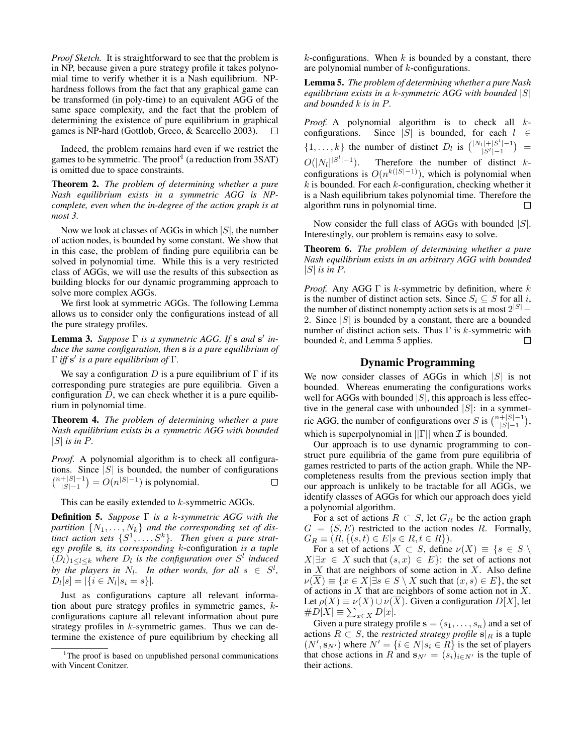*Proof Sketch.* It is straightforward to see that the problem is in NP, because given a pure strategy profile it takes polynomial time to verify whether it is a Nash equilibrium. NP-hardness follows from the fact that any graphical game can be transformed (in poly-time) to an equivalent AGG of the same space complexity, and the fact that the problem of determining the existence of pure equilibrium in graphical games is NP-hard (Gottlob, Greco, & Scarcello 2003). □

Indeed, the problem remains hard even if we restrict the games to be symmetric. The proof[1] (a reduction from 3SAT) is omitted due to space constraints.

**Theorem 2.** *The problem of determining whether a pure Nash equilibrium exists in a symmetric AGG is NP-complete, even when the in-degree of the action graph is at most 3.*

Now we look at classes of AGGs in which $|S|$, the number of action nodes, is bounded by some constant. We show that in this case, the problem of finding pure equilibria can be solved in polynomial time. While this is a very restricted class of AGGs, we will use the results of this subsection as building blocks for our dynamic programming approach to solve more complex AGGs.

We first look at symmetric AGGs. The following Lemma allows us to consider only the configurations instead of all the pure strategy profiles.

**Lemma 3.** *Suppose $\Gamma$ is a symmetric AGG. If $\mathbf{s}$ and $\mathbf{s}'$ induce the same configuration, then $\mathbf{s}$ is a pure equilibrium of $\Gamma$ iff $\mathbf{s}'$ is a pure equilibrium of $\Gamma$.*

We say a configuration $D$ is a pure equilibrium of $\Gamma$ if its corresponding pure strategies are pure equilibria. Given a configuration $D$, we can check whether it is a pure equilibrium in polynomial time.

**Theorem 4.** *The problem of determining whether a pure Nash equilibrium exists in a symmetric AGG with bounded $|S|$ is in P.*

*Proof.* A polynomial algorithm is to check all configurations. Since $|S|$ is bounded, the number of configurations $\binom{n+|S|-1}{|S|-1} = O(n^{|S|-1})$ is polynomial. □

This can be easily extended to $k$-symmetric AGGs.

**Definition 5.** *Suppose $\Gamma$ is a $k$-symmetric AGG with the partition $\{N_1, \ldots, N_k\}$ and the corresponding set of distinct action sets $\{S^1, \ldots, S^k\}$. Then given a pure strategy profile $\mathbf{s}$, its corresponding $k$-configuration is a tuple $(D_l)_{1 \le l \le k}$ where $D_l$ is the configuration over $S^l$ induced by the players in $N_l$. In other words, for all $s \in S^l$, $D_l[s] = |\{i \in N_l | s_i = s\}|$.*

Just as configurations capture all relevant information about pure strategy profiles in symmetric games, $k$-configurations capture all relevant information about pure strategy profiles in $k$-symmetric games. Thus we can determine the existence of pure equilibrium by checking all $k$-configurations. When $k$ is bounded by a constant, there are polynomial number of $k$-configurations.

**Lemma 5.** *The problem of determining whether a pure Nash equilibrium exists in a $k$-symmetric AGG with bounded $|S|$ and bounded $k$ is in P.*

*Proof.* A polynomial algorithm is to check all $k$-configurations. Since $|S|$ is bounded, for each $l \in \{1, \ldots, k\}$ the number of distinct $D_l$ is $\binom{|N_l|+|S^l|-1}{|S^l|-1} = O(|N_l|^{|S^l|-1})$. Therefore the number of distinct $k$-configurations is $O(n^{k(|S|-1)})$, which is polynomial when $k$ is bounded. For each $k$-configuration, checking whether it is a Nash equilibrium takes polynomial time. Therefore the algorithm runs in polynomial time. □

Now consider the full class of AGGs with bounded $|S|$. Interestingly, our problem is remains easy to solve.

**Theorem 6.** *The problem of determining whether a pure Nash equilibrium exists in an arbitrary AGG with bounded $|S|$ is in P.*

*Proof.* Any AGG $\Gamma$ is $k$-symmetric by definition, where $k$ is the number of distinct action sets. Since $S_i \subseteq S$ for all $i$, the number of distinct nonempty action sets is at most $2^{|S|} - 2$. Since $|S|$ is bounded by a constant, there are a bounded number of distinct action sets. Thus $\Gamma$ is $k$-symmetric with bounded $k$, and Lemma 5 applies. □

## Dynamic Programming

We now consider classes of AGGs in which $|S|$ is not bounded. Whereas enumerating the configurations works well for AGGs with bounded $|S|$, this approach is less effective in the general case with unbounded $|S|$: in a symmetric AGG, the number of configurations over $S$ is $\binom{n+|S|-1}{|S|-1}$, which is superpolynomial in $||\Gamma||$ when $\mathcal{I}$ is bounded.

Our approach is to use dynamic programming to construct pure equilibria of the game from pure equilibria of games restricted to parts of the action graph. While the NP-completeness results from the previous section imply that our approach is unlikely to be tractable for all AGGs, we identify classes of AGGs for which our approach does yield a polynomial algorithm.

For a set of actions $R \subset S$, let $G_R$ be the action graph $G = (S, E)$ restricted to the action nodes $R$. Formally, $G_R \equiv (R, \{(s,t) \in E | s \in R, t \in R\})$.

For a set of actions $X \subset S$, define $\nu(X) \equiv \{s \in S \setminus X | \exists x \in X \text{ such that } (s,x) \in E\}$: the set of actions not in $X$ that are neighbors of some action in $X$. Also define $\nu(\overline{X}) \equiv \{x \in X | \exists s \in S \setminus X \text{ such that } (x,s) \in E\}$, the set of actions in $X$ that are neighbors of some action not in $X$. Let $\rho(X) \equiv \nu(X) \cup \nu(\overline{X})$. Given a configuration $D[X]$, let $\#D[X] \equiv \sum_{x \in X} D[x]$.

Given a pure strategy profile $\mathbf{s} = (s_1, \ldots, s_n)$ and a set of actions $R \subset S$, the *restricted strategy profile* $\mathbf{s}|_R$ is a tuple $(N', \mathbf{s}_{N'})$ where $N' = \{i \in N | s_i \in R\}$ is the set of players that chose actions in $R$ and $\mathbf{s}_{N'} = (s_i)_{i \in N'}$ is the tuple of their actions.

[1]The proof is based on unpublished personal communications with Vincent Conitzer.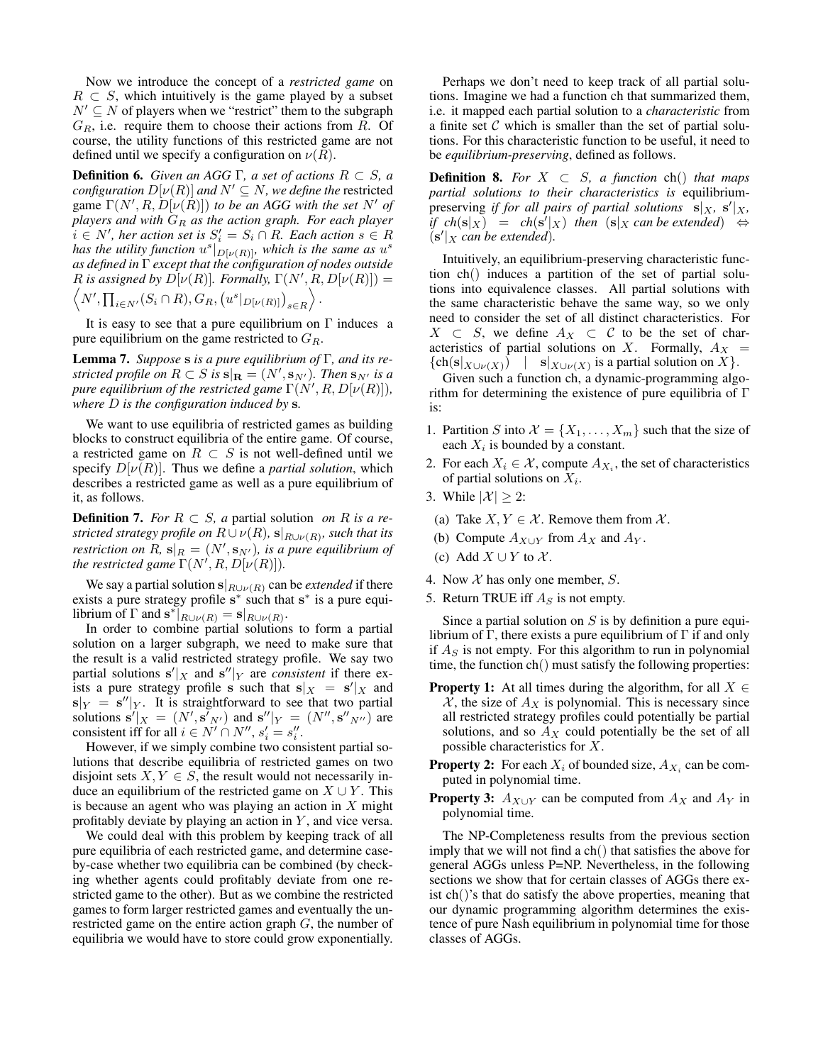Now we introduce the concept of a *restricted game* on $R \subset S$, which intuitively is the game played by a subset $N' \subseteq N$ of players when we "restrict" them to the subgraph $G_R$, i.e. require them to choose their actions from $R$. Of course, the utility functions of this restricted game are not defined until we specify a configuration on $\nu(R)$.

**Definition 6.** *Given an AGG $\Gamma$, a set of actions $R \subset S$, a configuration $D[\nu(R)]$ and $N' \subseteq N$, we define the* restricted game $\Gamma(N', R, D[\nu(R)])$ *to be an AGG with the set $N'$ of players and with $G_R$ as the action graph. For each player $i \in N'$, her action set is $S'_i = S_i \cap R$. Each action $s \in R$ has the utility function $u^s|_{D[\nu(R)]}$, which is the same as $u^s$ as defined in $\Gamma$ except that the configuration of nodes outside $R$ is assigned by $D[\nu(R)]$. Formally, $\Gamma(N', R, D[\nu(R)]) = \left\langle N', \prod_{i \in N'}(S_i \cap R), G_R, \left(u^s|_{D[\nu(R)]}\right)_{s \in R}\right\rangle$.*

It is easy to see that a pure equilibrium on $\Gamma$ induces a pure equilibrium on the game restricted to $G_R$.

**Lemma 7.** *Suppose $\mathbf{s}$ is a pure equilibrium of $\Gamma$, and its restricted profile on $R \subset S$ is $\mathbf{s}|_{\mathbf{R}} = (N', \mathbf{s}_{N'})$. Then $\mathbf{s}_{N'}$ is a pure equilibrium of the restricted game $\Gamma(N', R, D[\nu(R)])$, where $D$ is the configuration induced by $\mathbf{s}$.*

We want to use equilibria of restricted games as building blocks to construct equilibria of the entire game. Of course, a restricted game on $R \subset S$ is not well-defined until we specify $D[\nu(R)]$. Thus we define a *partial solution*, which describes a restricted game as well as a pure equilibrium of it, as follows.

**Definition 7.** *For $R \subset S$, a* partial solution *on $R$ is a restricted strategy profile on $R \cup \nu(R)$, $\mathbf{s}|_{R\cup\nu(R)}$, such that its restriction on $R$, $\mathbf{s}|_R = (N', \mathbf{s}_{N'})$, is a pure equilibrium of the restricted game $\Gamma(N', R, D[\nu(R)])$.*

We say a partial solution $\mathbf{s}|_{R\cup\nu(R)}$ can be *extended* if there exists a pure strategy profile $\mathbf{s}^*$ such that $\mathbf{s}^*$ is a pure equilibrium of $\Gamma$ and $\mathbf{s}^*|_{R\cup\nu(R)} = \mathbf{s}|_{R\cup\nu(R)}$.

In order to combine partial solutions to form a partial solution on a larger subgraph, we need to make sure that the result is a valid restricted strategy profile. We say two partial solutions $\mathbf{s}'|_X$ and $\mathbf{s}''|_Y$ are *consistent* if there exists a pure strategy profile $\mathbf{s}$ such that $\mathbf{s}|_X = \mathbf{s}'|_X$ and $\mathbf{s}|_Y = \mathbf{s}''|_Y$. It is straightforward to see that two partial solutions $\mathbf{s}'|_X = (N', \mathbf{s}'_{N'})$ and $\mathbf{s}''|_Y = (N'', \mathbf{s}''_{N''})$ are consistent iff for all $i \in N' \cap N''$, $s'_i = s''_i$.

However, if we simply combine two consistent partial solutions that describe equilibria of restricted games on two disjoint sets $X, Y \in S$, the result would not necessarily induce an equilibrium of the restricted game on $X \cup Y$. This is because an agent who was playing an action in $X$ might profitably deviate by playing an action in $Y$, and vice versa.

We could deal with this problem by keeping track of all pure equilibria of each restricted game, and determine case-by-case whether two equilibria can be combined (by checking whether agents could profitably deviate from one restricted game to the other). But as we combine the restricted games to form larger restricted games and eventually the unrestricted game on the entire action graph $G$, the number of equilibria we would have to store could grow exponentially.

Perhaps we don't need to keep track of all partial solutions. Imagine we had a function ch that summarized them, i.e. it mapped each partial solution to a *characteristic* from a finite set $\mathcal{C}$ which is smaller than the set of partial solutions. For this characteristic function to be useful, it need to be *equilibrium-preserving*, defined as follows.

**Definition 8.** *For $X \subset S$, a function* ch() *that maps partial solutions to their characteristics is* equilibrium-preserving *if for all pairs of partial solutions $\mathbf{s}|_X$, $\mathbf{s}'|_X$, if $ch(\mathbf{s}|_X) = ch(\mathbf{s}'|_X)$ then ($\mathbf{s}|_X$ can be extended) $\Leftrightarrow$ ($\mathbf{s}'|_X$ can be extended).*

Intuitively, an equilibrium-preserving characteristic function ch() induces a partition of the set of partial solutions into equivalence classes. All partial solutions with the same characteristic behave the same way, so we only need to consider the set of all distinct characteristics. For $X \subset S$, we define $A_X \subset \mathcal{C}$ to be the set of characteristics of partial solutions on $X$. Formally, $A_X = \{\text{ch}(\mathbf{s}|_{X\cup\nu(X)}) \mid \mathbf{s}|_{X\cup\nu(X)} \text{ is a partial solution on } X\}$.

Given such a function ch, a dynamic-programming algorithm for determining the existence of pure equilibria of $\Gamma$ is:

1. Partition $S$ into $\mathcal{X} = \{X_1, \ldots, X_m\}$ such that the size of each $X_i$ is bounded by a constant.
2. For each $X_i \in \mathcal{X}$, compute $A_{X_i}$, the set of characteristics of partial solutions on $X_i$.
3. While $|\mathcal{X}| \geq 2$:
   (a) Take $X, Y \in \mathcal{X}$. Remove them from $\mathcal{X}$.
   (b) Compute $A_{X\cup Y}$ from $A_X$ and $A_Y$.
   (c) Add $X \cup Y$ to $\mathcal{X}$.
4. Now $\mathcal{X}$ has only one member, $S$.
5. Return TRUE iff $A_S$ is not empty.

Since a partial solution on $S$ is by definition a pure equilibrium of $\Gamma$, there exists a pure equilibrium of $\Gamma$ if and only if $A_S$ is not empty. For this algorithm to run in polynomial time, the function ch() must satisfy the following properties:

**Property 1:** At all times during the algorithm, for all $X \in \mathcal{X}$, the size of $A_X$ is polynomial. This is necessary since all restricted strategy profiles could potentially be partial solutions, and so $A_X$ could potentially be the set of all possible characteristics for $X$.

**Property 2:** For each $X_i$ of bounded size, $A_{X_i}$ can be computed in polynomial time.

**Property 3:** $A_{X\cup Y}$ can be computed from $A_X$ and $A_Y$ in polynomial time.

The NP-Completeness results from the previous section imply that we will not find a ch() that satisfies the above for general AGGs unless P=NP. Nevertheless, in the following sections we show that for certain classes of AGGs there exist ch()'s that do satisfy the above properties, meaning that our dynamic programming algorithm determines the existence of pure Nash equilibrium in polynomial time for those classes of AGGs.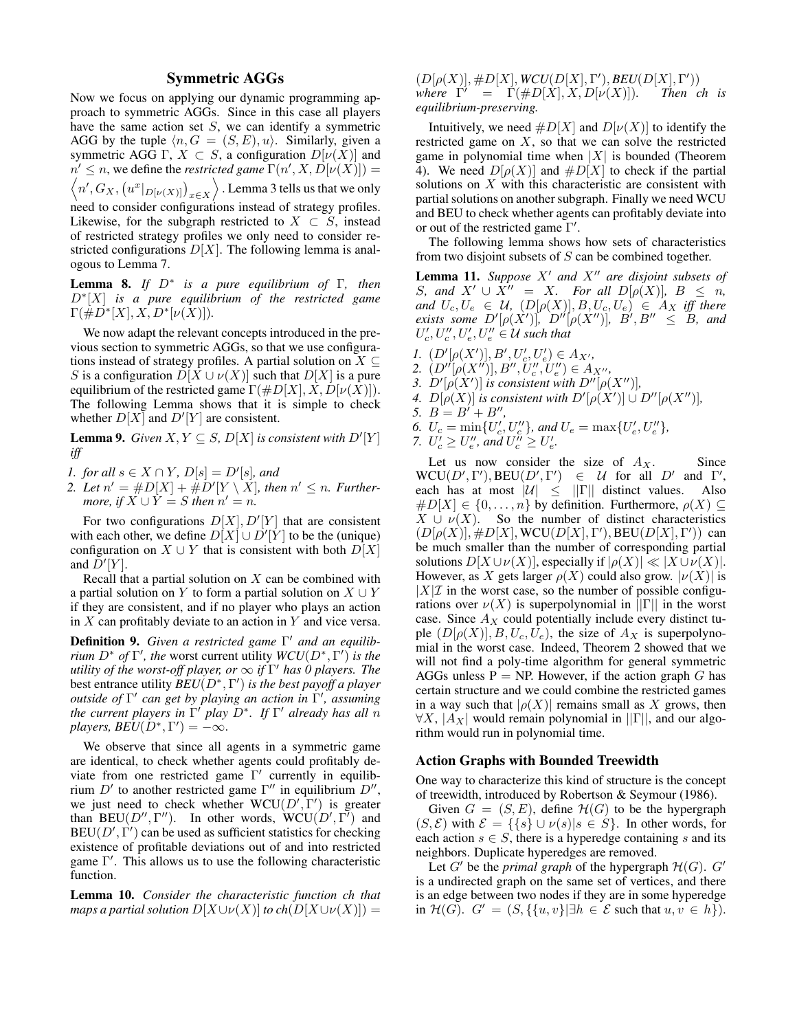## Symmetric AGGs

Now we focus on applying our dynamic programming approach to symmetric AGGs. Since in this case all players have the same action set $S$, we can identify a symmetric AGG by the tuple $\langle n, G = (S,E), u\rangle$. Similarly, given a symmetric AGG $\Gamma$, $X \subset S$, a configuration $D[\nu(X)]$ and $n' \le n$, we define the *restricted game* $\Gamma(n', X, D[\nu(X)]) = \left\langle n', G_X, \left(u^x|_{D[\nu(X)]}\right)_{x\in X}\right\rangle$. Lemma 3 tells us that we only need to consider configurations instead of strategy profiles. Likewise, for the subgraph restricted to $X \subset S$, instead of restricted strategy profiles we only need to consider restricted configurations $D[X]$. The following lemma is analogous to Lemma 7.

**Lemma 8.** *If $D^*$ is a pure equilibrium of $\Gamma$, then $D^*[X]$ is a pure equilibrium of the restricted game $\Gamma(\#D^*[X], X, D^*[\nu(X)])$.*

We now adapt the relevant concepts introduced in the previous section to symmetric AGGs, so that we use configurations instead of strategy profiles. A partial solution on $X \subseteq S$ is a configuration $D[X \cup \nu(X)]$ such that $D[X]$ is a pure equilibrium of the restricted game $\Gamma(\#D[X], X, D[\nu(X)])$. The following Lemma shows that it is simple to check whether $D[X]$ and $D'[Y]$ are consistent.

**Lemma 9.** *Given $X, Y \subseteq S$, $D[X]$ is consistent with $D'[Y]$ iff*

1. *for all $s \in X \cap Y$, $D[s] = D'[s]$, and*
2. *Let $n' = \#D[X] + \#D'[Y \setminus X]$, then $n' \le n$. Furthermore, if $X \cup Y = S$ then $n' = n$.*

For two configurations $D[X], D'[Y]$ that are consistent with each other, we define $D[X] \cup D'[Y]$ to be the (unique) configuration on $X \cup Y$ that is consistent with both $D[X]$ and $D'[Y]$.

Recall that a partial solution on $X$ can be combined with a partial solution on $Y$ to form a partial solution on $X \cup Y$ if they are consistent, and if no player who plays an action in $X$ can profitably deviate to an action in $Y$ and vice versa.

**Definition 9.** *Given a restricted game $\Gamma'$ and an equilibrium $D^*$ of $\Gamma'$, the* worst current utility *$WCU(D^*, \Gamma')$ is the utility of the worst-off player, or $\infty$ if $\Gamma'$ has 0 players. The* best entrance utility *$BEU(D^*, \Gamma')$ is the best payoff a player outside of $\Gamma'$ can get by playing an action in $\Gamma'$, assuming the current players in $\Gamma'$ play $D^*$. If $\Gamma'$ already has all $n$ players, $BEU(D^*, \Gamma') = -\infty$.*

We observe that since all agents in a symmetric game are identical, to check whether agents could profitably deviate from one restricted game $\Gamma'$ currently in equilibrium $D'$ to another restricted game $\Gamma''$ in equilibrium $D''$, we just need to check whether $\mathrm{WCU}(D', \Gamma')$ is greater than $\mathrm{BEU}(D'', \Gamma'')$. In other words, $\mathrm{WCU}(D', \Gamma')$ and $\mathrm{BEU}(D', \Gamma')$ can be used as sufficient statistics for checking existence of profitable deviations out of and into restricted game $\Gamma'$. This allows us to use the following characteristic function.

**Lemma 10.** *Consider the characteristic function ch that maps a partial solution $D[X \cup \nu(X)]$ to $ch(D[X \cup \nu(X)]) = (D[\rho(X)], \#D[X], WCU(D[X], \Gamma'), BEU(D[X], \Gamma'))$ where $\Gamma' = \Gamma(\#D[X], X, D[\nu(X)])$. Then ch is equilibrium-preserving.*

Intuitively, we need $\#D[X]$ and $D[\nu(X)]$ to identify the restricted game on $X$, so that we can solve the restricted game in polynomial time when $|X|$ is bounded (Theorem 4). We need $D[\rho(X)]$ and $\#D[X]$ to check if the partial solutions on $X$ with this characteristic are consistent with partial solutions on another subgraph. Finally we need WCU and BEU to check whether agents can profitably deviate into or out of the restricted game $\Gamma'$.

The following lemma shows how sets of characteristics from two disjoint subsets of $S$ can be combined together.

**Lemma 11.** *Suppose $X'$ and $X''$ are disjoint subsets of $S$, and $X' \cup X'' = X$. For all $D[\rho(X)]$, $B \le n$, and $U_c, U_e \in \mathcal{U}$, $(D[\rho(X)], B, U_c, U_e) \in A_X$ iff there exists some $D'[\rho(X')]$, $D''[\rho(X'')]$, $B', B'' \le B$, and $U'_c, U''_c, U'_e, U''_e \in \mathcal{U}$ such that*

1. *$(D'[\rho(X')], B', U'_c, U'_e) \in A_{X'}$,*
2. *$(D''[\rho(X'')], B'', U''_c, U''_e) \in A_{X''}$,*
3. *$D'[\rho(X')]$ is consistent with $D''[\rho(X'')]$,*
4. *$D[\rho(X)]$ is consistent with $D'[\rho(X')] \cup D''[\rho(X'')]$,*
5. *$B = B' + B''$,*
6. *$U_c = \min\{U'_c, U''_c\}$, and $U_e = \max\{U'_e, U''_e\}$,*
7. *$U'_c \ge U''_e$, and $U''_c \ge U'_e$.*

Let us now consider the size of $A_X$. Since $\mathrm{WCU}(D', \Gamma'), \mathrm{BEU}(D', \Gamma') \in \mathcal{U}$ for all $D'$ and $\Gamma'$, each has at most $|\mathcal{U}| \le ||\Gamma||$ distinct values. Also $\#D[X] \in \{0, \ldots, n\}$ by definition. Furthermore, $\rho(X) \subseteq X \cup \nu(X)$. So the number of distinct characteristics $(D[\rho(X)], \#D[X], \mathrm{WCU}(D[X], \Gamma'), \mathrm{BEU}(D[X], \Gamma'))$ can be much smaller than the number of corresponding partial solutions $D[X \cup \nu(X)]$, especially if $|\rho(X)| \ll |X \cup \nu(X)|$. However, as $X$ gets larger $\rho(X)$ could also grow. $|\nu(X)|$ is $|X|\mathcal{I}$ in the worst case, so the number of possible configurations over $\nu(X)$ is superpolynomial in $||\Gamma||$ in the worst case. Since $A_X$ could potentially include every distinct tuple $(D[\rho(X)], B, U_c, U_e)$, the size of $A_X$ is superpolynomial in the worst case. Indeed, Theorem 2 showed that we will not find a poly-time algorithm for general symmetric AGGs unless P = NP. However, if the action graph $G$ has certain structure and we could combine the restricted games in a way such that $|\rho(X)|$ remains small as $X$ grows, then $\forall X$, $|A_X|$ would remain polynomial in $||\Gamma||$, and our algorithm would run in polynomial time.

### Action Graphs with Bounded Treewidth

One way to characterize this kind of structure is the concept of treewidth, introduced by Robertson & Seymour (1986).

Given $G = (S, E)$, define $\mathcal{H}(G)$ to be the hypergraph $(S, \mathcal{E})$ with $\mathcal{E} = \{\{s\} \cup \nu(s) | s \in S\}$. In other words, for each action $s \in S$, there is a hyperedge containing $s$ and its neighbors. Duplicate hyperedges are removed.

Let $G'$ be the *primal graph* of the hypergraph $\mathcal{H}(G)$. $G'$ is a undirected graph on the same set of vertices, and there is an edge between two nodes if they are in some hyperedge in $\mathcal{H}(G)$. $G' = (S, \{\{u,v\} | \exists h \in \mathcal{E} \text{ such that } u, v \in h\})$.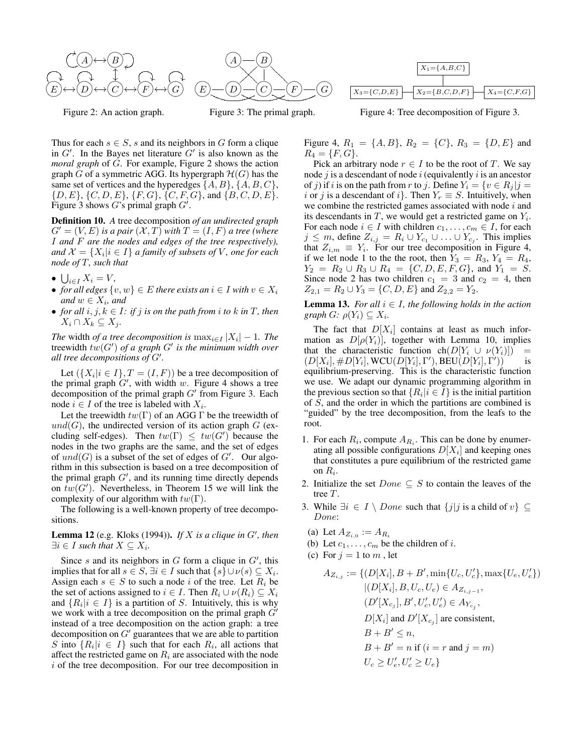Figure 2: An action graph.

Figure 3: The primal graph.

| $X_1=\{A,B,C\}$ |
| --- |

$X_3=\{C,D,E\}$ — $X_2=\{B,C,D,F\}$ — $X_4=\{C,F,G\}$

Figure 4: Tree decomposition of Figure 3.

Thus for each $s \in S$, $s$ and its neighbors in $G$ form a clique in $G'$. In the Bayes net literature $G'$ is also known as the *moral graph* of $G$. For example, Figure 2 shows the action graph $G$ of a symmetric AGG. Its hypergraph $\mathcal{H}(G)$ has the same set of vertices and the hyperedges $\{A, B\}$, $\{A, B, C\}$, $\{D, E\}$, $\{C, D, E\}$, $\{F, G\}$, $\{C, F, G\}$, and $\{B, C, D, E\}$. Figure 3 shows $G$'s primal graph $G'$.

**Definition 10.** *A* tree decomposition *of an undirected graph $G' = (V, E)$ is a pair $(\mathcal{X}, T)$ with $T = (I, F)$ a tree (where $I$ and $F$ are the nodes and edges of the tree respectively), and $\mathcal{X} = \{X_i | i \in I\}$ a family of subsets of $V$, one for each node of $T$, such that*

- $\bigcup_{i \in I} X_i = V$,
- *for all edges $\{v, w\} \in E$ there exists an $i \in I$ with $v \in X_i$ and $w \in X_i$, and*
- *for all $i, j, k \in I$: if $j$ is on the path from $i$ to $k$ in $T$, then $X_i \cap X_k \subseteq X_j$.*

*The* width *of a tree decomposition is $\max_{i \in I} |X_i| - 1$. The* treewidth *$tw(G')$ of a graph $G'$ is the minimum width over all tree decompositions of $G'$.*

Let $(\{X_i | i \in I\}, T = (I, F))$ be a tree decomposition of the primal graph $G'$, with width $w$. Figure 4 shows a tree decomposition of the primal graph $G'$ from Figure 3. Each node $i \in I$ of the tree is labeled with $X_i$.

Let the treewidth $tw(\Gamma)$ of an AGG $\Gamma$ be the treewidth of $und(G)$, the undirected version of its action graph $G$ (excluding self-edges). Then $tw(\Gamma) \le tw(G')$ because the nodes in the two graphs are the same, and the set of edges of $und(G)$ is a subset of the set of edges of $G'$. Our algorithm in this subsection is based on a tree decomposition of the primal graph $G'$, and its running time directly depends on $tw(G')$. Nevertheless, in Theorem 15 we will link the complexity of our algorithm with $tw(\Gamma)$.

The following is a well-known property of tree decompositions.

**Lemma 12** (e.g. Kloks (1994))**.** *If $X$ is a clique in $G'$, then $\exists i \in I$ such that $X \subseteq X_i$.*

Since $s$ and its neighbors in $G$ form a clique in $G'$, this implies that for all $s \in S$, $\exists i \in I$ such that $\{s\} \cup \nu(s) \subseteq X_i$. Assign each $s \in S$ to such a node $i$ of the tree. Let $R_i$ be the set of actions assigned to $i \in I$. Then $R_i \cup \nu(R_i) \subseteq X_i$ and $\{R_i | i \in I\}$ is a partition of $S$. Intuitively, this is why we work with a tree decomposition on the primal graph $G'$ instead of a tree decomposition on the action graph: a tree decomposition on $G'$ guarantees that we are able to partition $S$ into $\{R_i | i \in I\}$ such that for each $R_i$, all actions that affect the restricted game on $R_i$ are associated with the node $i$ of the tree decomposition. For our tree decomposition in Figure 4, $R_1 = \{A, B\}$, $R_2 = \{C\}$, $R_3 = \{D, E\}$ and $R_4 = \{F, G\}$.

Pick an arbitrary node $r \in I$ to be the root of $T$. We say node $j$ is a descendant of node $i$ (equivalently $i$ is an ancestor of $j$) if $i$ is on the path from $r$ to $j$. Define $Y_i = \{v \in R_j | j = i \text{ or } j \text{ is a descendant of } i\}$. Then $Y_r \equiv S$. Intuitively, when we combine the restricted games associated with node $i$ and its descendants in $T$, we would get a restricted game on $Y_i$. For each node $i \in I$ with children $c_1, \ldots, c_m \in I$, for each $j \le m$, define $Z_{i,j} = R_i \cup Y_{c_1} \cup \ldots \cup Y_{c_j}$. This implies that $Z_{i,m} \equiv Y_i$. For our tree decomposition in Figure 4, if we let node 1 to the the root, then $Y_3 = R_3$, $Y_4 = R_4$, $Y_2 = R_2 \cup R_3 \cup R_4 = \{C, D, E, F, G\}$, and $Y_1 = S$. Since node 2 has two children $c_1 = 3$ and $c_2 = 4$, then $Z_{2,1} = R_2 \cup Y_3 = \{C, D, E\}$ and $Z_{2,2} = Y_2$.

**Lemma 13.** *For all $i \in I$, the following holds in the action graph $G$: $\rho(Y_i) \subseteq X_i$.*

The fact that $D[X_i]$ contains at least as much information as $D[\rho(Y_i)]$, together with Lemma 10, implies that the characteristic function $\text{ch}(D[Y_i \cup \nu(Y_i)]) = (D[X_i], \#D[Y_i], \text{WCU}(D[Y_i], \Gamma'), \text{BEU}(D[Y_i], \Gamma'))$ is equilibrium-preserving. This is the characteristic function we use. We adapt our dynamic programming algorithm in the previous section so that $\{R_i | i \in I\}$ is the initial partition of $S$, and the order in which the partitions are combined is "guided" by the tree decomposition, from the leafs to the root.

1. For each $R_i$, compute $A_{R_i}$. This can be done by enumerating all possible configurations $D[X_i]$ and keeping ones that constitutes a pure equilibrium of the restricted game on $R_i$.
2. Initialize the set $Done \subseteq S$ to contain the leaves of the tree $T$.
3. While $\exists i \in I \setminus Done$ such that $\{j | j \text{ is a child of } v\} \subseteq Done$:
   (a) Let $A_{Z_{i,0}} := A_{R_i}$
   (b) Let $c_1, \ldots, c_m$ be the children of $i$.
   (c) For $j = 1$ to $m$ , let

$$
\begin{aligned}
A_{Z_{i,j}} := \{ & (D[X_i], B + B', \min\{U_c, U_c'\}, \max\{U_e, U_e'\}) \\
& | (D[X_i], B, U_c, U_e) \in A_{Z_{i,j-1}}, \\
& (D'[X_{c_j}], B', U_c', U_e') \in A_{Y_{c_j}}, \\
& D[X_i] \text{ and } D'[X_{c_j}] \text{ are consistent}, \\
& B + B' \le n, \\
& B + B' = n \text{ if } (i = r \text{ and } j = m) \\
& U_c \ge U_e', U_c' \ge U_e \}
\end{aligned}
$$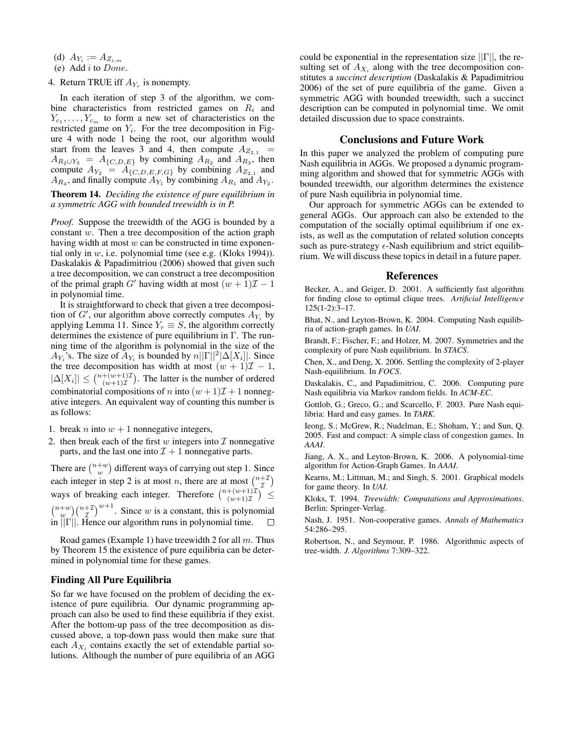(d) $A_{Y_i} := A_{Z_{i,m}}$

(e) Add $i$ to $Done$.

4. Return TRUE iff $A_{Y_r}$ is nonempty.

In each iteration of step 3 of the algorithm, we combine characteristics from restricted games on $R_i$ and $Y_{c_1}, \ldots, Y_{c_m}$ to form a new set of characteristics on the restricted game on $Y_i$. For the tree decomposition in Figure 4 with node 1 being the root, our algorithm would start from the leaves 3 and 4, then compute $A_{Z_{2,1}} = A_{R_2 \cup Y_3} = A_{\{C,D,E\}}$ by combining $A_{R_2}$ and $A_{R_3}$, then compute $A_{Y_2} = A_{\{C,D,E,F,G\}}$ by combining $A_{Z_{2,1}}$ and $A_{R_4}$, and finally compute $A_{Y_1}$ by combining $A_{R_1}$ and $A_{Y_2}$.

**Theorem 14.** *Deciding the existence of pure equilibrium in a symmetric AGG with bounded treewidth is in P.*

*Proof.* Suppose the treewidth of the AGG is bounded by a constant $w$. Then a tree decomposition of the action graph having width at most $w$ can be constructed in time exponential only in $w$, i.e. polynomial time (see e.g. (Kloks 1994)). Daskalakis & Papadimitriou (2006) showed that given such a tree decomposition, we can construct a tree decomposition of the primal graph $G'$ having width at most $(w+1)\mathcal{I} - 1$ in polynomial time.

It is straightforward to check that given a tree decomposition of $G'$, our algorithm above correctly computes $A_{Y_i}$ by applying Lemma 11. Since $Y_r \equiv S$, the algorithm correctly determines the existence of pure equilibrium in $\Gamma$. The running time of the algorithm is polynomial in the size of the $A_{Y_i}$'s. The size of $A_{Y_i}$ is bounded by $n||\Gamma||^2|\Delta[X_i]|$. Since the tree decomposition has width at most $(w+1)\mathcal{I} - 1$, $|\Delta[X_i]| \le \binom{n+(w+1)\mathcal{I}}{(w+1)\mathcal{I}}$. The latter is the number of ordered combinatorial compositions of $n$ into $(w+1)\mathcal{I}+1$ nonnegative integers. An equivalent way of counting this number is as follows:

1. break $n$ into $w+1$ nonnegative integers,
2. then break each of the first $w$ integers into $\mathcal{I}$ nonnegative parts, and the last one into $\mathcal{I}+1$ nonnegative parts.

There are $\binom{n+w}{w}$ different ways of carrying out step 1. Since each integer in step 2 is at most $n$, there are at most $\binom{n+\mathcal{I}}{\mathcal{I}}$ ways of breaking each integer. Therefore $\binom{n+(w+1)\mathcal{I}}{(w+1)\mathcal{I}} \le \binom{n+w}{w}\binom{n+\mathcal{I}}{\mathcal{I}}^{w+1}$. Since $w$ is a constant, this is polynomial in $||\Gamma||$. Hence our algorithm runs in polynomial time. ☐

Road games (Example 1) have treewidth 2 for all $m$. Thus by Theorem 15 the existence of pure equilibria can be determined in polynomial time for these games.

### Finding All Pure Equilibria

So far we have focused on the problem of deciding the existence of pure equilibria. Our dynamic programming approach can also be used to find these equilibria if they exist. After the bottom-up pass of the tree decomposition as discussed above, a top-down pass would then make sure that each $A_{X_i}$ contains exactly the set of extendable partial solutions. Although the number of pure equilibria of an AGG could be exponential in the representation size $||\Gamma||$, the resulting set of $A_{X_i}$ along with the tree decomposition constitutes a *succinct description* (Daskalakis & Papadimitriou 2006) of the set of pure equilibria of the game. Given a symmetric AGG with bounded treewidth, such a succinct description can be computed in polynomial time. We omit detailed discussion due to space constraints.

## Conclusions and Future Work

In this paper we analyzed the problem of computing pure Nash equilibria in AGGs. We proposed a dynamic programming algorithm and showed that for symmetric AGGs with bounded treewidth, our algorithm determines the existence of pure Nash equilibria in polynomial time.

Our approach for symmetric AGGs can be extended to general AGGs. Our approach can also be extended to the computation of the socially optimal equilibrium if one exists, as well as the computation of related solution concepts such as pure-strategy $\epsilon$-Nash equilibrium and strict equilibrium. We will discuss these topics in detail in a future paper.

## References

Becker, A., and Geiger, D. 2001. A sufficiently fast algorithm for finding close to optimal clique trees. *Artificial Intelligence* 125(1-2):3–17.

Bhat, N., and Leyton-Brown, K. 2004. Computing Nash equilibria of action-graph games. In *UAI*.

Brandt, F.; Fischer, F.; and Holzer, M. 2007. Symmetries and the complexity of pure Nash equilibrium. In *STACS*.

Chen, X., and Deng, X. 2006. Settling the complexity of 2-player Nash-equilibrium. In *FOCS*.

Daskalakis, C., and Papadimitriou, C. 2006. Computing pure Nash equilibria via Markov random fields. In *ACM-EC*.

Gottlob, G.; Greco, G.; and Scarcello, F. 2003. Pure Nash equilibria: Hard and easy games. In *TARK*.

Ieong, S.; McGrew, R.; Nudelman, E.; Shoham, Y.; and Sun, Q. 2005. Fast and compact: A simple class of congestion games. In *AAAI*.

Jiang, A. X., and Leyton-Brown, K. 2006. A polynomial-time algorithm for Action-Graph Games. In *AAAI*.

Kearns, M.; Littman, M.; and Singh, S. 2001. Graphical models for game theory. In *UAI*.

Kloks, T. 1994. *Treewidth: Computations and Approximations*. Berlin: Springer-Verlag.

Nash, J. 1951. Non-cooperative games. *Annals of Mathematics* 54:286–295.

Robertson, N., and Seymour, P. 1986. Algorithmic aspects of tree-width. *J. Algorithms* 7:309–322.